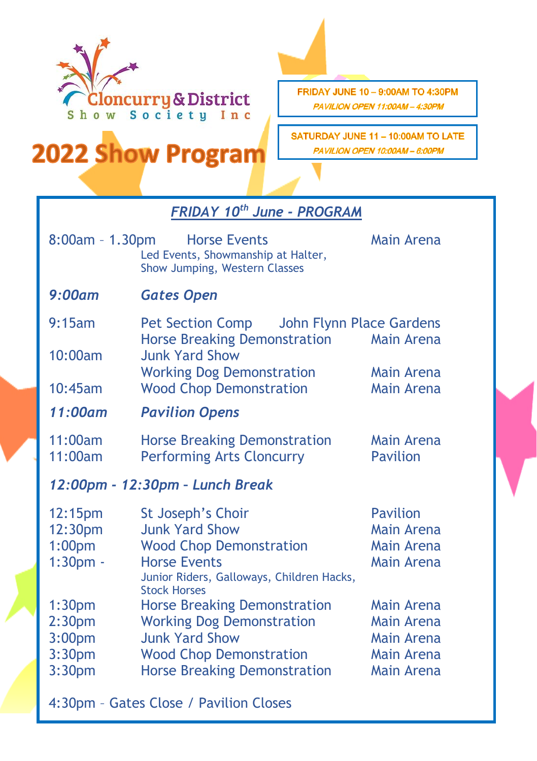Cloncurry & District Show Society Inc

# 2022 Show Program

FRIDAY JUNE 10 – 9:00AM TO 4:30PM
*PAVILION OPEN 11:00AM – 4:30PM*

SATURDAY JUNE 11 – 10:00AM TO LATE
*PAVILION OPEN 10:00AM – 6:00PM*

## *FRIDAY 10th June - PROGRAM*

| Time | Event | Location |
|---|---|---|
| 8:00am – 1.30pm | Horse Events<br>Led Events, Showmanship at Halter, Show Jumping, Western Classes | Main Arena |
| ***9:00am*** | ***Gates Open*** | |
| 9:15am | Pet Section Comp | John Flynn Place Gardens |
| | Horse Breaking Demonstration | Main Arena |
| 10:00am | Junk Yard Show | |
| | Working Dog Demonstration | Main Arena |
| 10:45am | Wood Chop Demonstration | Main Arena |
| ***11:00am*** | ***Pavilion Opens*** | |
| 11:00am | Horse Breaking Demonstration | Main Arena |
| 11:00am | Performing Arts Cloncurry | Pavilion |
| ***12:00pm - 12:30pm – Lunch Break*** | | |
| 12:15pm | St Joseph's Choir | Pavilion |
| 12:30pm | Junk Yard Show | Main Arena |
| 1:00pm | Wood Chop Demonstration | Main Arena |
| 1:30pm - | Horse Events<br>Junior Riders, Galloways, Children Hacks, Stock Horses | Main Arena |
| 1:30pm | Horse Breaking Demonstration | Main Arena |
| 2:30pm | Working Dog Demonstration | Main Arena |
| 3:00pm | Junk Yard Show | Main Arena |
| 3:30pm | Wood Chop Demonstration | Main Arena |
| 3:30pm | Horse Breaking Demonstration | Main Arena |

4:30pm – Gates Close / Pavilion Closes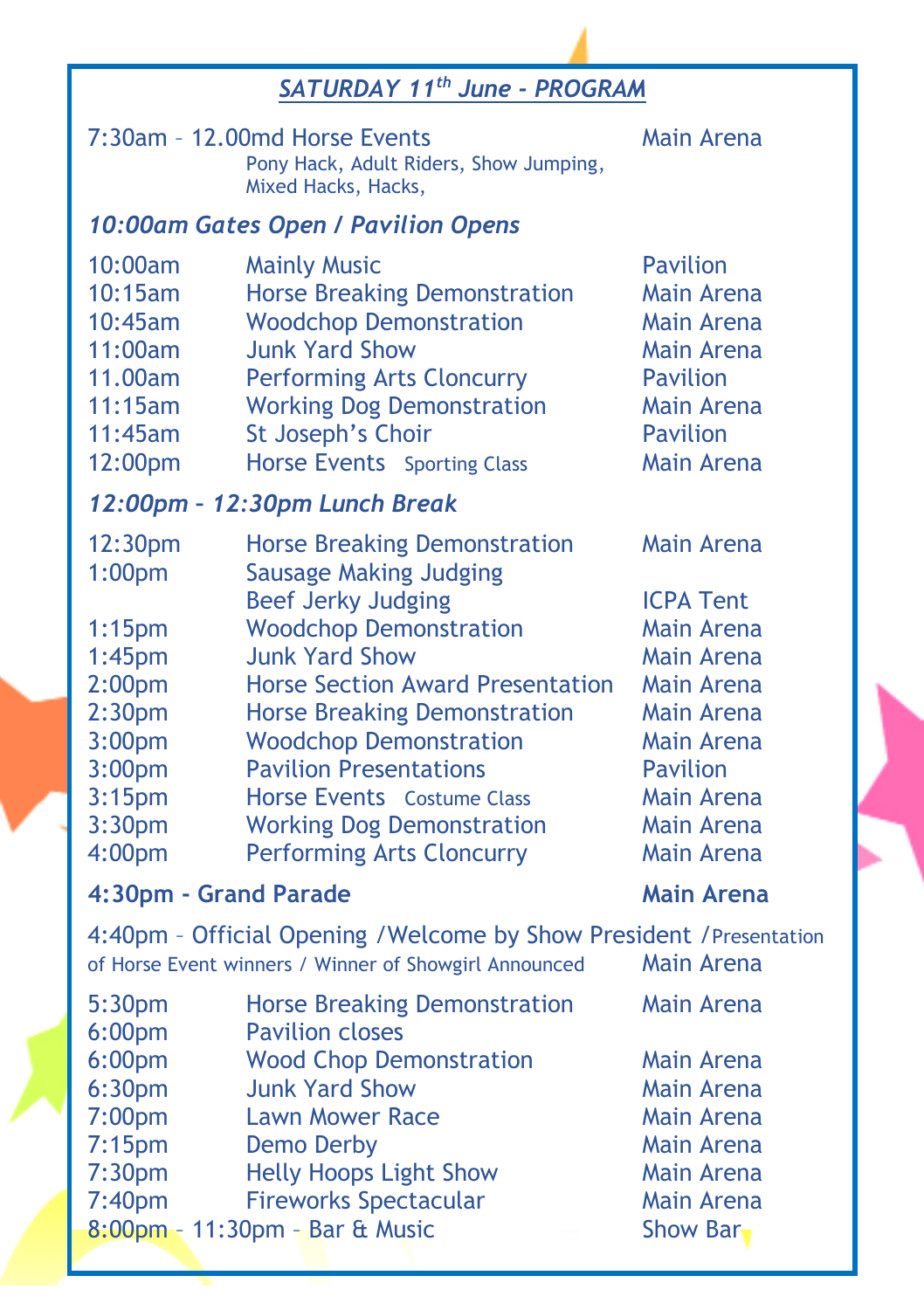## *SATURDAY 11th June - PROGRAM*

| | | |
|---|---|---|
| 7:30am – 12.00md Horse Events<br>Pony Hack, Adult Riders, Show Jumping, Mixed Hacks, Hacks, | | Main Arena |

*10:00am Gates Open / Pavilion Opens*

| | | |
|---|---|---|
| 10:00am | Mainly Music | Pavilion |
| 10:15am | Horse Breaking Demonstration | Main Arena |
| 10:45am | Woodchop Demonstration | Main Arena |
| 11:00am | Junk Yard Show | Main Arena |
| 11.00am | Performing Arts Cloncurry | Pavilion |
| 11:15am | Working Dog Demonstration | Main Arena |
| 11:45am | St Joseph's Choir | Pavilion |
| 12:00pm | Horse Events Sporting Class | Main Arena |

*12:00pm – 12:30pm Lunch Break*

| | | |
|---|---|---|
| 12:30pm | Horse Breaking Demonstration | Main Arena |
| 1:00pm | Sausage Making Judging<br>Beef Jerky Judging | ICPA Tent |
| 1:15pm | Woodchop Demonstration | Main Arena |
| 1:45pm | Junk Yard Show | Main Arena |
| 2:00pm | Horse Section Award Presentation | Main Arena |
| 2:30pm | Horse Breaking Demonstration | Main Arena |
| 3:00pm | Woodchop Demonstration | Main Arena |
| 3:00pm | Pavilion Presentations | Pavilion |
| 3:15pm | Horse Events Costume Class | Main Arena |
| 3:30pm | Working Dog Demonstration | Main Arena |
| 4:00pm | Performing Arts Cloncurry | Main Arena |

**4:30pm - Grand Parade** **Main Arena**

4:40pm – Official Opening /Welcome by Show President /Presentation of Horse Event winners / Winner of Showgirl Announced Main Arena

| | | |
|---|---|---|
| 5:30pm | Horse Breaking Demonstration | Main Arena |
| 6:00pm | Pavilion closes | |
| 6:00pm | Wood Chop Demonstration | Main Arena |
| 6:30pm | Junk Yard Show | Main Arena |
| 7:00pm | Lawn Mower Race | Main Arena |
| 7:15pm | Demo Derby | Main Arena |
| 7:30pm | Helly Hoops Light Show | Main Arena |
| 7:40pm | Fireworks Spectacular | Main Arena |
| 8:00pm – 11:30pm – Bar & Music | | Show Bar |